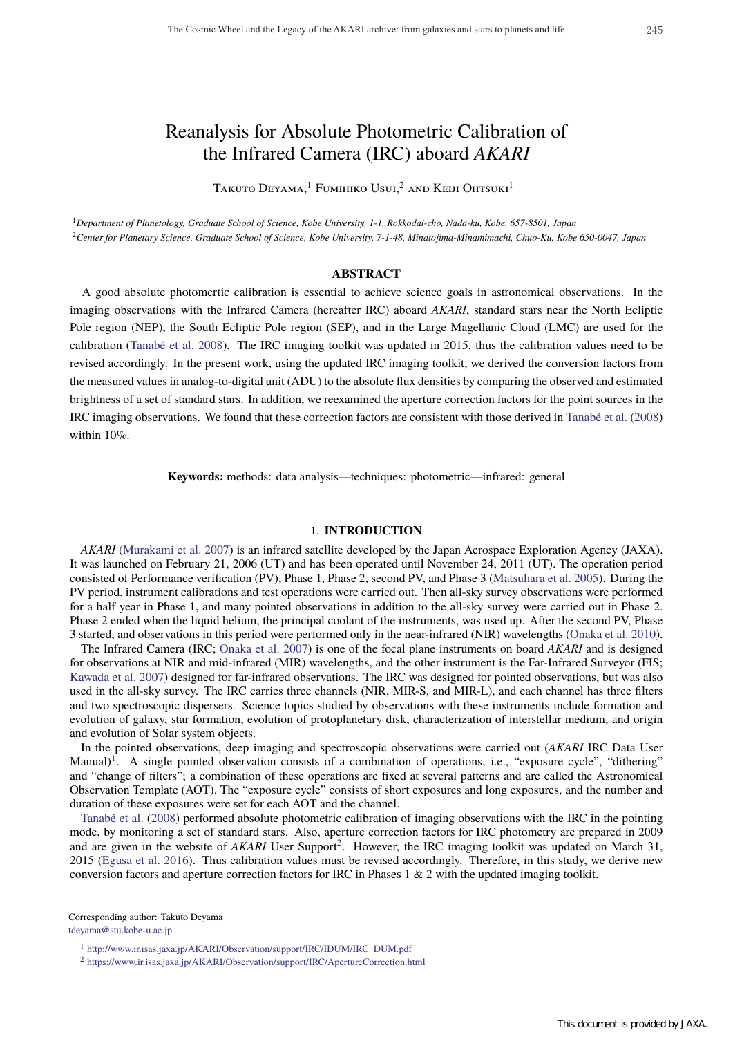# Reanalysis for Absolute Photometric Calibration of the Infrared Camera (IRC) aboard *AKARI*

Takuto Deyama,[1] Fumihiko Usui,[2] and Keiji Ohtsuki[1]

[1]*Department of Planetology, Graduate School of Science, Kobe University, 1-1, Rokkodai-cho, Nada-ku, Kobe, 657-8501, Japan*

[2]*Center for Planetary Science, Graduate School of Science, Kobe University, 7-1-48, Minatojima-Minamimachi, Chuo-Ku, Kobe 650-0047, Japan*

## ABSTRACT

A good absolute photomertic calibration is essential to achieve science goals in astronomical observations. In the imaging observations with the Infrared Camera (hereafter IRC) aboard *AKARI*, standard stars near the North Ecliptic Pole region (NEP), the South Ecliptic Pole region (SEP), and in the Large Magellanic Cloud (LMC) are used for the calibration (Tanabé et al. 2008). The IRC imaging toolkit was updated in 2015, thus the calibration values need to be revised accordingly. In the present work, using the updated IRC imaging toolkit, we derived the conversion factors from the measured values in analog-to-digital unit (ADU) to the absolute flux densities by comparing the observed and estimated brightness of a set of standard stars. In addition, we reexamined the aperture correction factors for the point sources in the IRC imaging observations. We found that these correction factors are consistent with those derived in Tanabé et al. (2008) within 10%.

**Keywords:** methods: data analysis—techniques: photometric—infrared: general

## 1. INTRODUCTION

*AKARI* (Murakami et al. 2007) is an infrared satellite developed by the Japan Aerospace Exploration Agency (JAXA). It was launched on February 21, 2006 (UT) and has been operated until November 24, 2011 (UT). The operation period consisted of Performance verification (PV), Phase 1, Phase 2, second PV, and Phase 3 (Matsuhara et al. 2005). During the PV period, instrument calibrations and test operations were carried out. Then all-sky survey observations were performed for a half year in Phase 1, and many pointed observations in addition to the all-sky survey were carried out in Phase 2. Phase 2 ended when the liquid helium, the principal coolant of the instruments, was used up. After the second PV, Phase 3 started, and observations in this period were performed only in the near-infrared (NIR) wavelengths (Onaka et al. 2010).

The Infrared Camera (IRC; Onaka et al. 2007) is one of the focal plane instruments on board *AKARI* and is designed for observations at NIR and mid-infrared (MIR) wavelengths, and the other instrument is the Far-Infrared Surveyor (FIS; Kawada et al. 2007) designed for far-infrared observations. The IRC was designed for pointed observations, but was also used in the all-sky survey. The IRC carries three channels (NIR, MIR-S, and MIR-L), and each channel has three filters and two spectroscopic dispersers. Science topics studied by observations with these instruments include formation and evolution of galaxy, star formation, evolution of protoplanetary disk, characterization of interstellar medium, and origin and evolution of Solar system objects.

In the pointed observations, deep imaging and spectroscopic observations were carried out (*AKARI* IRC Data User Manual)[1]. A single pointed observation consists of a combination of operations, i.e., "exposure cycle", "dithering" and "change of filters"; a combination of these operations are fixed at several patterns and are called the Astronomical Observation Template (AOT). The "exposure cycle" consists of short exposures and long exposures, and the number and duration of these exposures were set for each AOT and the channel.

Tanabé et al. (2008) performed absolute photometric calibration of imaging observations with the IRC in the pointing mode, by monitoring a set of standard stars. Also, aperture correction factors for IRC photometry are prepared in 2009 and are given in the website of *AKARI* User Support[2]. However, the IRC imaging toolkit was updated on March 31, 2015 (Egusa et al. 2016). Thus calibration values must be revised accordingly. Therefore, in this study, we derive new conversion factors and aperture correction factors for IRC in Phases 1 & 2 with the updated imaging toolkit.

Corresponding author: Takuto Deyama
tdeyama@stu.kobe-u.ac.jp

[1] http://www.ir.isas.jaxa.jp/AKARI/Observation/support/IRC/IDUM/IRC_DUM.pdf

[2] https://www.ir.isas.jaxa.jp/AKARI/Observation/support/IRC/ApertureCorrection.html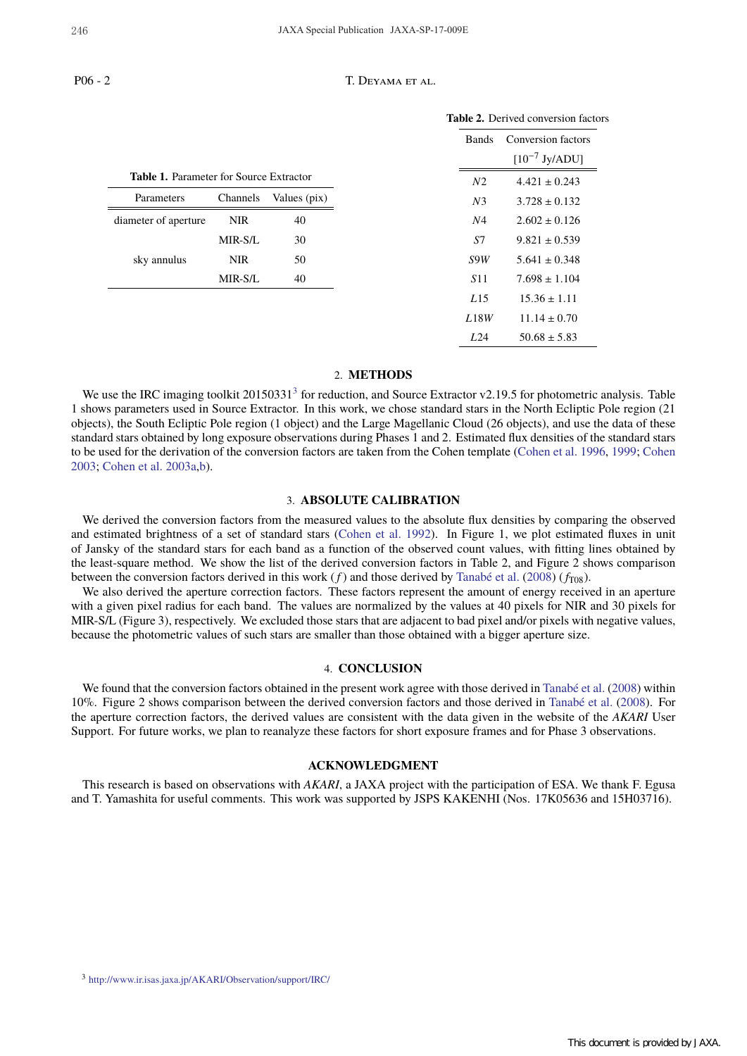**Table 1.** Parameter for Source Extractor

| Parameters | Channels | Values (pix) |
|---|---|---|
| diameter of aperture | NIR | 40 |
| | MIR-S/L | 30 |
| sky annulus | NIR | 50 |
| | MIR-S/L | 40 |

**Table 2.** Derived conversion factors

| Bands | Conversion factors [$10^{-7}$ Jy/ADU] |
|---|---|
| $N2$ | $4.421 \pm 0.243$ |
| $N3$ | $3.728 \pm 0.132$ |
| $N4$ | $2.602 \pm 0.126$ |
| $S7$ | $9.821 \pm 0.539$ |
| $S9W$ | $5.641 \pm 0.348$ |
| $S11$ | $7.698 \pm 1.104$ |
| $L15$ | $15.36 \pm 1.11$ |
| $L18W$ | $11.14 \pm 0.70$ |
| $L24$ | $50.68 \pm 5.83$ |

## 2. METHODS

We use the IRC imaging toolkit 20150331[3] for reduction, and Source Extractor v2.19.5 for photometric analysis. Table 1 shows parameters used in Source Extractor. In this work, we chose standard stars in the North Ecliptic Pole region (21 objects), the South Ecliptic Pole region (1 object) and the Large Magellanic Cloud (26 objects), and use the data of these standard stars obtained by long exposure observations during Phases 1 and 2. Estimated flux densities of the standard stars to be used for the derivation of the conversion factors are taken from the Cohen template (Cohen et al. 1996, 1999; Cohen 2003; Cohen et al. 2003a,b).

## 3. ABSOLUTE CALIBRATION

We derived the conversion factors from the measured values to the absolute flux densities by comparing the observed and estimated brightness of a set of standard stars (Cohen et al. 1992). In Figure 1, we plot estimated fluxes in unit of Jansky of the standard stars for each band as a function of the observed count values, with fitting lines obtained by the least-square method. We show the list of the derived conversion factors in Table 2, and Figure 2 shows comparison between the conversion factors derived in this work ($f$) and those derived by Tanabé et al. (2008) ($f_{T08}$).

We also derived the aperture correction factors. These factors represent the amount of energy received in an aperture with a given pixel radius for each band. The values are normalized by the values at 40 pixels for NIR and 30 pixels for MIR-S/L (Figure 3), respectively. We excluded those stars that are adjacent to bad pixel and/or pixels with negative values, because the photometric values of such stars are smaller than those obtained with a bigger aperture size.

## 4. CONCLUSION

We found that the conversion factors obtained in the present work agree with those derived in Tanabé et al. (2008) within 10%. Figure 2 shows comparison between the derived conversion factors and those derived in Tanabé et al. (2008). For the aperture correction factors, the derived values are consistent with the data given in the website of the *AKARI* User Support. For future works, we plan to reanalyze these factors for short exposure frames and for Phase 3 observations.

## ACKNOWLEDGMENT

This research is based on observations with *AKARI*, a JAXA project with the participation of ESA. We thank F. Egusa and T. Yamashita for useful comments. This work was supported by JSPS KAKENHI (Nos. 17K05636 and 15H03716).

[3] http://www.ir.isas.jaxa.jp/AKARI/Observation/support/IRC/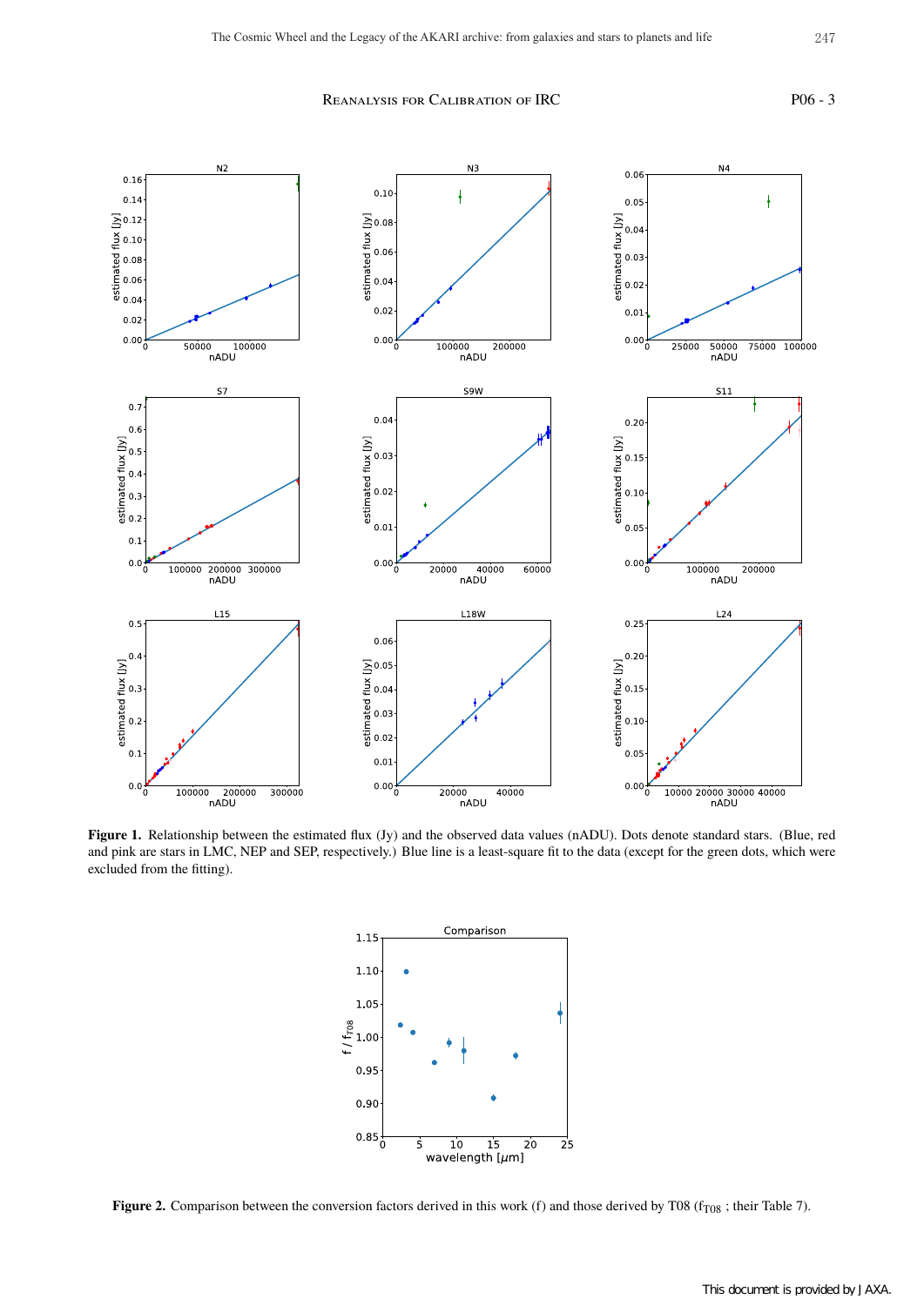**Figure 1.** Relationship between the estimated flux (Jy) and the observed data values (nADU). Dots denote standard stars. (Blue, red and pink are stars in LMC, NEP and SEP, respectively.) Blue line is a least-square fit to the data (except for the green dots, which were excluded from the fitting).

**Figure 2.** Comparison between the conversion factors derived in this work (f) and those derived by T08 ($f_{T08}$ ; their Table 7).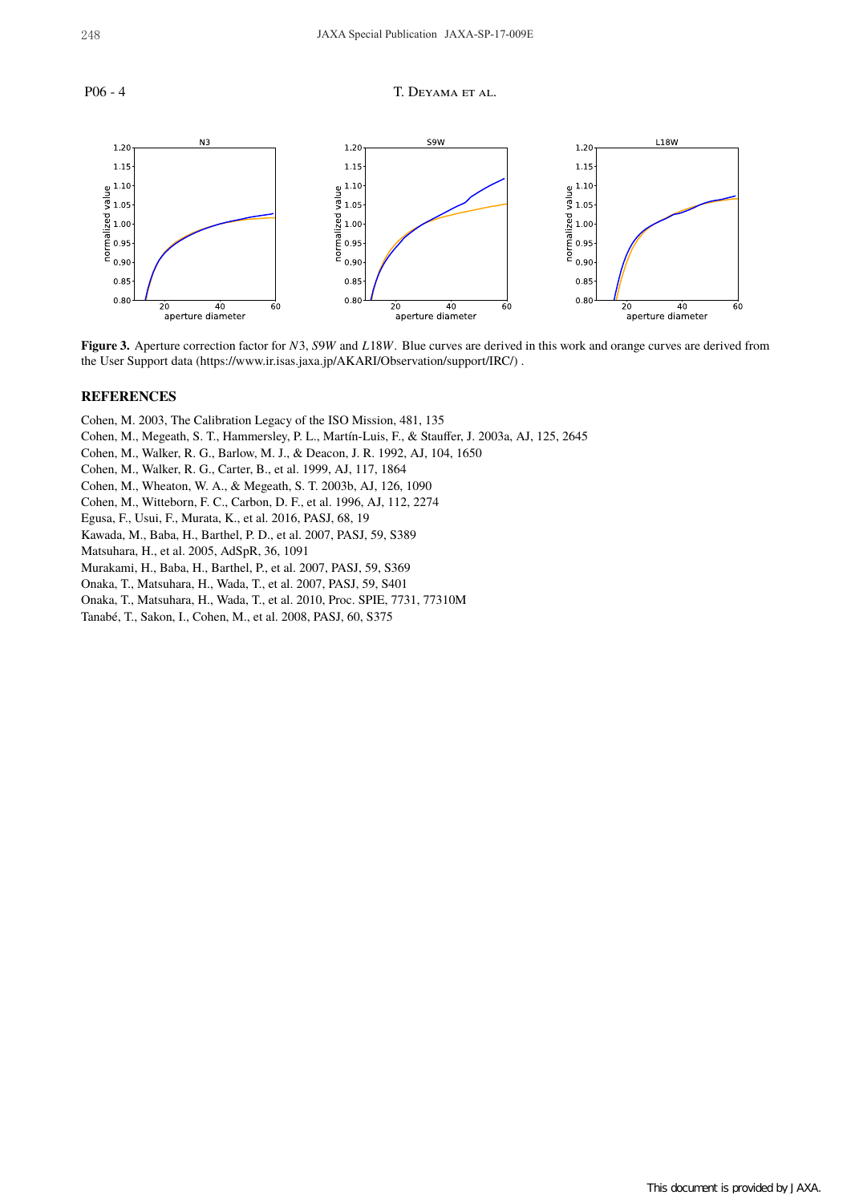N3

1.20
1.15
1.10
1.05
1.00
0.95
0.90
0.85
0.80

normalized value

20 40 60

aperture diameter

S9W

1.20
1.15
1.10
1.05
1.00
0.95
0.90
0.85
0.80

normalized value

20 40 60

aperture diameter

L18W

1.20
1.15
1.10
1.05
1.00
0.95
0.90
0.85
0.80

normalized value

20 40 60

aperture diameter

**Figure 3.** Aperture correction factor for $N3$, $S9W$ and $L18W$. Blue curves are derived in this work and orange curves are derived from the User Support data (https://www.ir.isas.jaxa.jp/AKARI/Observation/support/IRC/) .

## REFERENCES

Cohen, M. 2003, The Calibration Legacy of the ISO Mission, 481, 135
Cohen, M., Megeath, S. T., Hammersley, P. L., Martín-Luis, F., & Stauffer, J. 2003a, AJ, 125, 2645
Cohen, M., Walker, R. G., Barlow, M. J., & Deacon, J. R. 1992, AJ, 104, 1650
Cohen, M., Walker, R. G., Carter, B., et al. 1999, AJ, 117, 1864
Cohen, M., Wheaton, W. A., & Megeath, S. T. 2003b, AJ, 126, 1090
Cohen, M., Witteborn, F. C., Carbon, D. F., et al. 1996, AJ, 112, 2274
Egusa, F., Usui, F., Murata, K., et al. 2016, PASJ, 68, 19
Kawada, M., Baba, H., Barthel, P. D., et al. 2007, PASJ, 59, S389
Matsuhara, H., et al. 2005, AdSpR, 36, 1091
Murakami, H., Baba, H., Barthel, P., et al. 2007, PASJ, 59, S369
Onaka, T., Matsuhara, H., Wada, T., et al. 2007, PASJ, 59, S401
Onaka, T., Matsuhara, H., Wada, T., et al. 2010, Proc. SPIE, 7731, 77310M
Tanabé, T., Sakon, I., Cohen, M., et al. 2008, PASJ, 60, S375